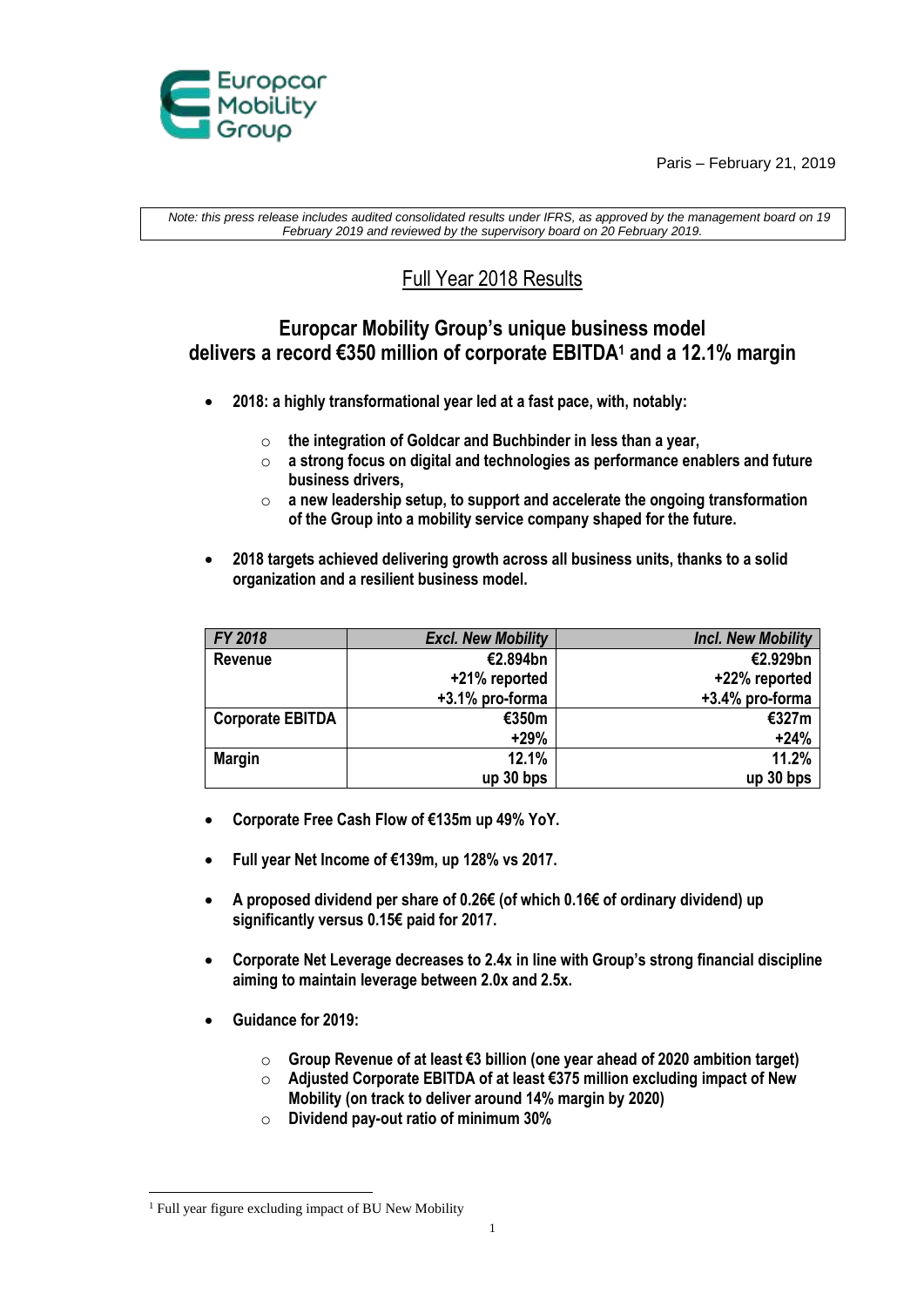Paris – February 21, 2019

*Note: this press release includes audited consolidated results under IFRS, as approved by the management board on 19 February 2019 and reviewed by the supervisory board on 20 February 2019.*

# Full Year 2018 Results

## Europcar Mobility Group's unique business model delivers a record €350 million of corporate EBITDA[1] and a 12.1% margin

- **2018: a highly transformational year led at a fast pace, with, notably:**
  - **the integration of Goldcar and Buchbinder in less than a year,**
  - **a strong focus on digital and technologies as performance enablers and future business drivers,**
  - **a new leadership setup, to support and accelerate the ongoing transformation of the Group into a mobility service company shaped for the future.**
- **2018 targets achieved delivering growth across all business units, thanks to a solid organization and a resilient business model.**

| *FY 2018* | *Excl. New Mobility* | *Incl. New Mobility* |
|---|---|---|
| **Revenue** | **€2.894bn<br>+21% reported<br>+3.1% pro-forma** | **€2.929bn<br>+22% reported<br>+3.4% pro-forma** |
| **Corporate EBITDA** | **€350m<br>+29%** | **€327m<br>+24%** |
| **Margin** | **12.1%<br>up 30 bps** | **11.2%<br>up 30 bps** |

- **Corporate Free Cash Flow of €135m up 49% YoY.**
- **Full year Net Income of €139m, up 128% vs 2017.**
- **A proposed dividend per share of 0.26€ (of which 0.16€ of ordinary dividend) up significantly versus 0.15€ paid for 2017.**
- **Corporate Net Leverage decreases to 2.4x in line with Group's strong financial discipline aiming to maintain leverage between 2.0x and 2.5x.**
- **Guidance for 2019:**
  - **Group Revenue of at least €3 billion (one year ahead of 2020 ambition target)**
  - **Adjusted Corporate EBITDA of at least €375 million excluding impact of New Mobility (on track to deliver around 14% margin by 2020)**
  - **Dividend pay-out ratio of minimum 30%**

[1] Full year figure excluding impact of BU New Mobility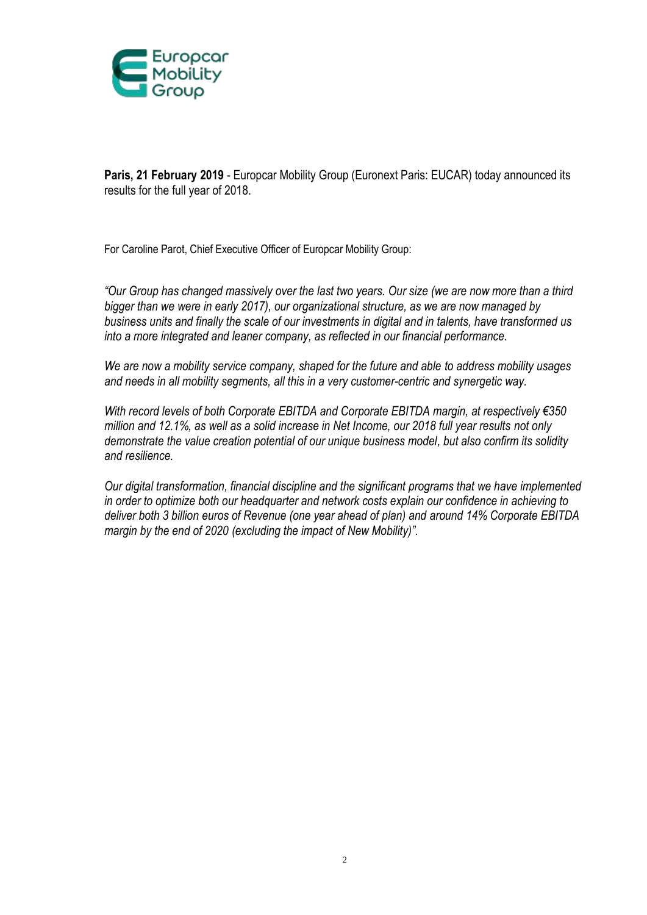**Paris, 21 February 2019** - Europcar Mobility Group (Euronext Paris: EUCAR) today announced its results for the full year of 2018.

For Caroline Parot, Chief Executive Officer of Europcar Mobility Group:

*"Our Group has changed massively over the last two years. Our size (we are now more than a third bigger than we were in early 2017), our organizational structure, as we are now managed by business units and finally the scale of our investments in digital and in talents, have transformed us into a more integrated and leaner company, as reflected in our financial performance.*

*We are now a mobility service company, shaped for the future and able to address mobility usages and needs in all mobility segments, all this in a very customer-centric and synergetic way.*

*With record levels of both Corporate EBITDA and Corporate EBITDA margin, at respectively €350 million and 12.1%, as well as a solid increase in Net Income, our 2018 full year results not only demonstrate the value creation potential of our unique business model, but also confirm its solidity and resilience.*

*Our digital transformation, financial discipline and the significant programs that we have implemented in order to optimize both our headquarter and network costs explain our confidence in achieving to deliver both 3 billion euros of Revenue (one year ahead of plan) and around 14% Corporate EBITDA margin by the end of 2020 (excluding the impact of New Mobility)".*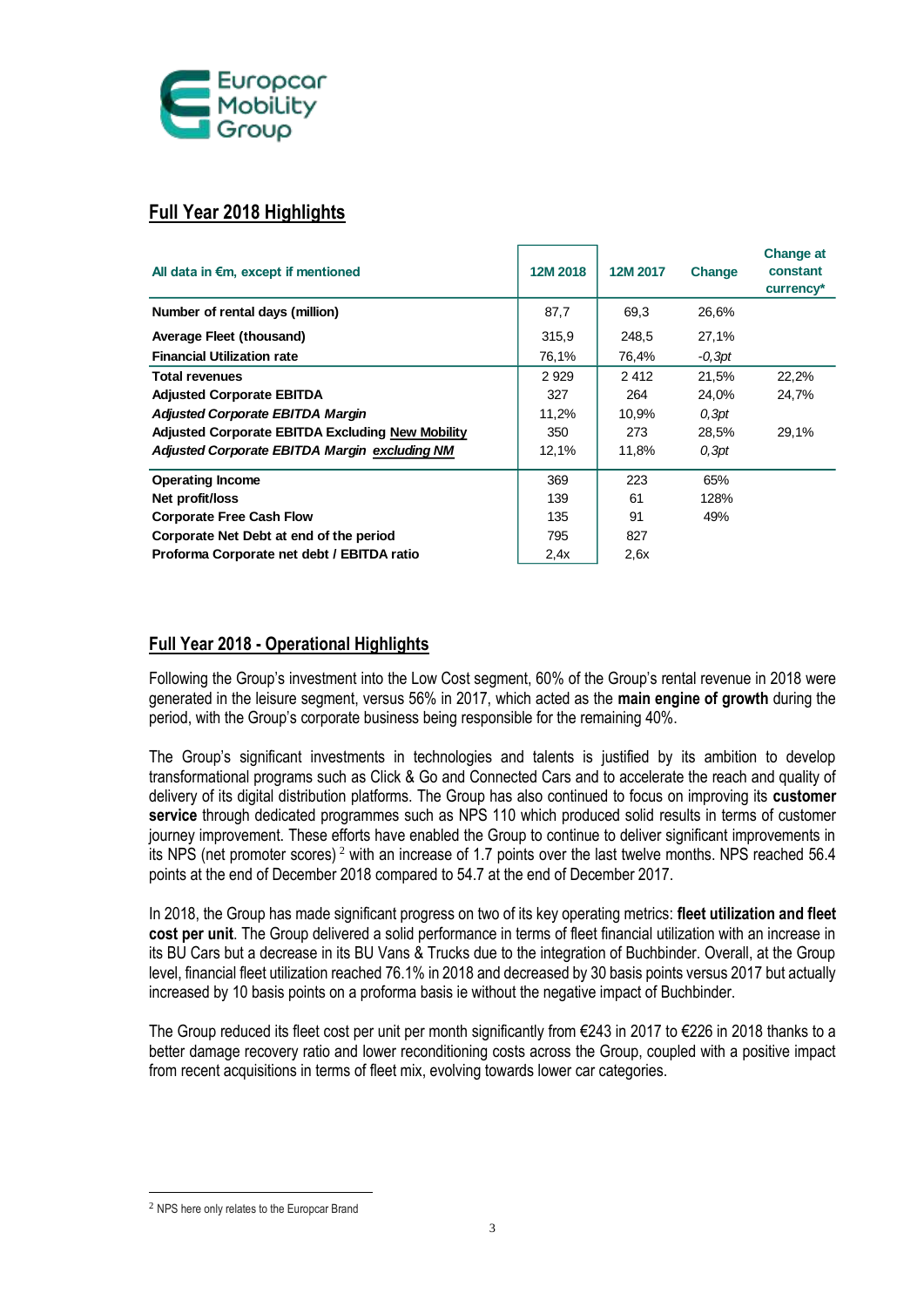## Full Year 2018 Highlights

| All data in €m, except if mentioned | 12M 2018 | 12M 2017 | Change | Change at constant currency* |
|---|---|---|---|---|
| **Number of rental days (million)** | 87,7 | 69,3 | 26,6% | |
| **Average Fleet (thousand)** | 315,9 | 248,5 | 27,1% | |
| **Financial Utilization rate** | 76,1% | 76,4% | *-0,3pt* | |
| **Total revenues** | 2 929 | 2 412 | 21,5% | 22,2% |
| **Adjusted Corporate EBITDA** | 327 | 264 | 24,0% | 24,7% |
| ***Adjusted Corporate EBITDA Margin*** | 11,2% | 10,9% | *0,3pt* | |
| **Adjusted Corporate EBITDA Excluding New Mobility** | 350 | 273 | 28,5% | 29,1% |
| ***Adjusted Corporate EBITDA Margin excluding NM*** | 12,1% | 11,8% | *0,3pt* | |
| **Operating Income** | 369 | 223 | 65% | |
| **Net profit/loss** | 139 | 61 | 128% | |
| **Corporate Free Cash Flow** | 135 | 91 | 49% | |
| **Corporate Net Debt at end of the period** | 795 | 827 | | |
| **Proforma Corporate net debt / EBITDA ratio** | 2,4x | 2,6x | | |

## Full Year 2018 - Operational Highlights

Following the Group's investment into the Low Cost segment, 60% of the Group's rental revenue in 2018 were generated in the leisure segment, versus 56% in 2017, which acted as the **main engine of growth** during the period, with the Group's corporate business being responsible for the remaining 40%.

The Group's significant investments in technologies and talents is justified by its ambition to develop transformational programs such as Click & Go and Connected Cars and to accelerate the reach and quality of delivery of its digital distribution platforms. The Group has also continued to focus on improving its **customer service** through dedicated programmes such as NPS 110 which produced solid results in terms of customer journey improvement. These efforts have enabled the Group to continue to deliver significant improvements in its NPS (net promoter scores) [2] with an increase of 1.7 points over the last twelve months. NPS reached 56.4 points at the end of December 2018 compared to 54.7 at the end of December 2017.

In 2018, the Group has made significant progress on two of its key operating metrics: **fleet utilization and fleet cost per unit**. The Group delivered a solid performance in terms of fleet financial utilization with an increase in its BU Cars but a decrease in its BU Vans & Trucks due to the integration of Buchbinder. Overall, at the Group level, financial fleet utilization reached 76.1% in 2018 and decreased by 30 basis points versus 2017 but actually increased by 10 basis points on a proforma basis ie without the negative impact of Buchbinder.

The Group reduced its fleet cost per unit per month significantly from €243 in 2017 to €226 in 2018 thanks to a better damage recovery ratio and lower reconditioning costs across the Group, coupled with a positive impact from recent acquisitions in terms of fleet mix, evolving towards lower car categories.

[2] NPS here only relates to the Europcar Brand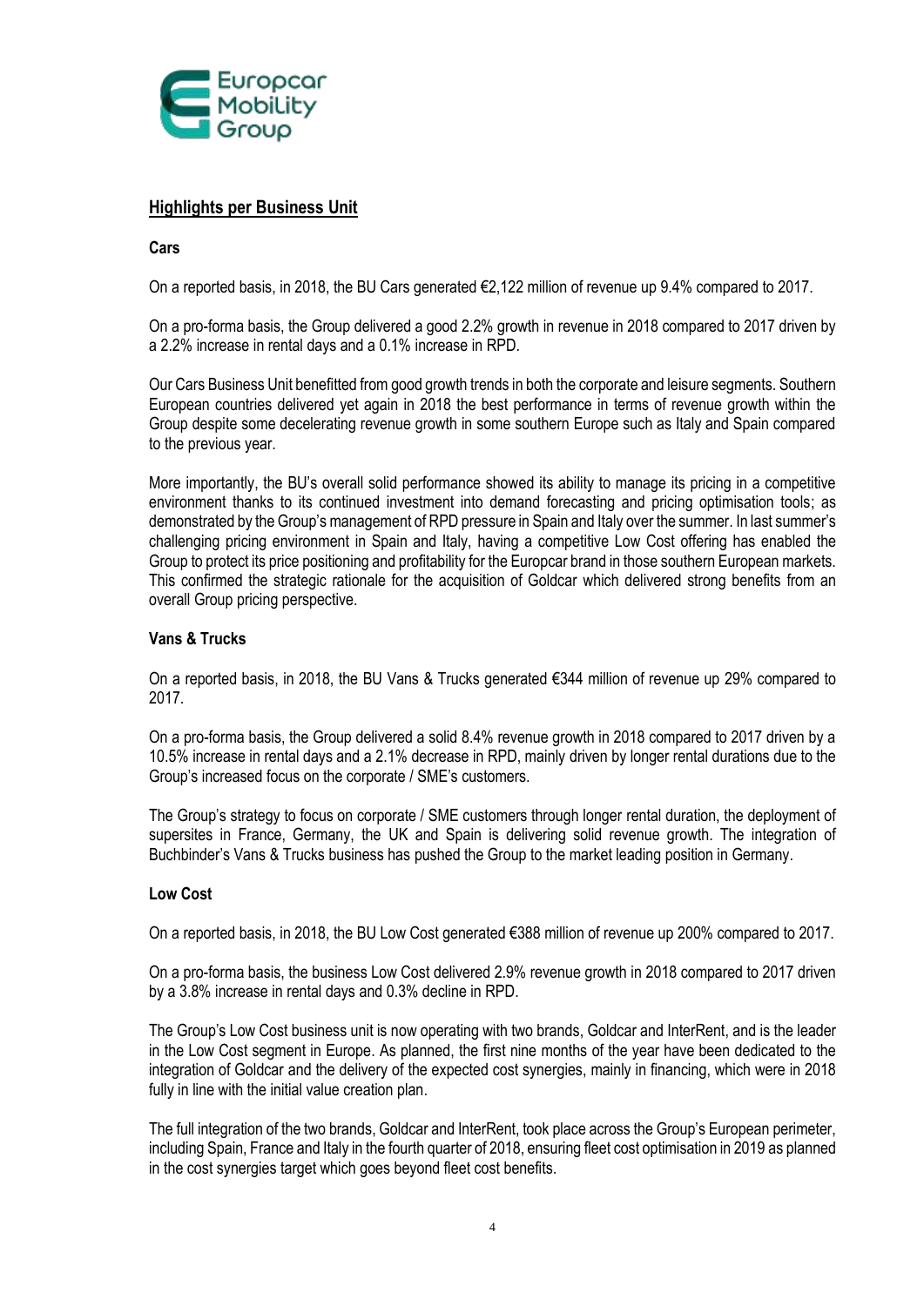## Highlights per Business Unit

**Cars**

On a reported basis, in 2018, the BU Cars generated €2,122 million of revenue up 9.4% compared to 2017.

On a pro-forma basis, the Group delivered a good 2.2% growth in revenue in 2018 compared to 2017 driven by a 2.2% increase in rental days and a 0.1% increase in RPD.

Our Cars Business Unit benefitted from good growth trends in both the corporate and leisure segments. Southern European countries delivered yet again in 2018 the best performance in terms of revenue growth within the Group despite some decelerating revenue growth in some southern Europe such as Italy and Spain compared to the previous year.

More importantly, the BU's overall solid performance showed its ability to manage its pricing in a competitive environment thanks to its continued investment into demand forecasting and pricing optimisation tools; as demonstrated by the Group's management of RPD pressure in Spain and Italy over the summer. In last summer's challenging pricing environment in Spain and Italy, having a competitive Low Cost offering has enabled the Group to protect its price positioning and profitability for the Europcar brand in those southern European markets. This confirmed the strategic rationale for the acquisition of Goldcar which delivered strong benefits from an overall Group pricing perspective.

**Vans & Trucks**

On a reported basis, in 2018, the BU Vans & Trucks generated €344 million of revenue up 29% compared to 2017.

On a pro-forma basis, the Group delivered a solid 8.4% revenue growth in 2018 compared to 2017 driven by a 10.5% increase in rental days and a 2.1% decrease in RPD, mainly driven by longer rental durations due to the Group's increased focus on the corporate / SME's customers.

The Group's strategy to focus on corporate / SME customers through longer rental duration, the deployment of supersites in France, Germany, the UK and Spain is delivering solid revenue growth. The integration of Buchbinder's Vans & Trucks business has pushed the Group to the market leading position in Germany.

**Low Cost**

On a reported basis, in 2018, the BU Low Cost generated €388 million of revenue up 200% compared to 2017.

On a pro-forma basis, the business Low Cost delivered 2.9% revenue growth in 2018 compared to 2017 driven by a 3.8% increase in rental days and 0.3% decline in RPD.

The Group's Low Cost business unit is now operating with two brands, Goldcar and InterRent, and is the leader in the Low Cost segment in Europe. As planned, the first nine months of the year have been dedicated to the integration of Goldcar and the delivery of the expected cost synergies, mainly in financing, which were in 2018 fully in line with the initial value creation plan.

The full integration of the two brands, Goldcar and InterRent, took place across the Group's European perimeter, including Spain, France and Italy in the fourth quarter of 2018, ensuring fleet cost optimisation in 2019 as planned in the cost synergies target which goes beyond fleet cost benefits.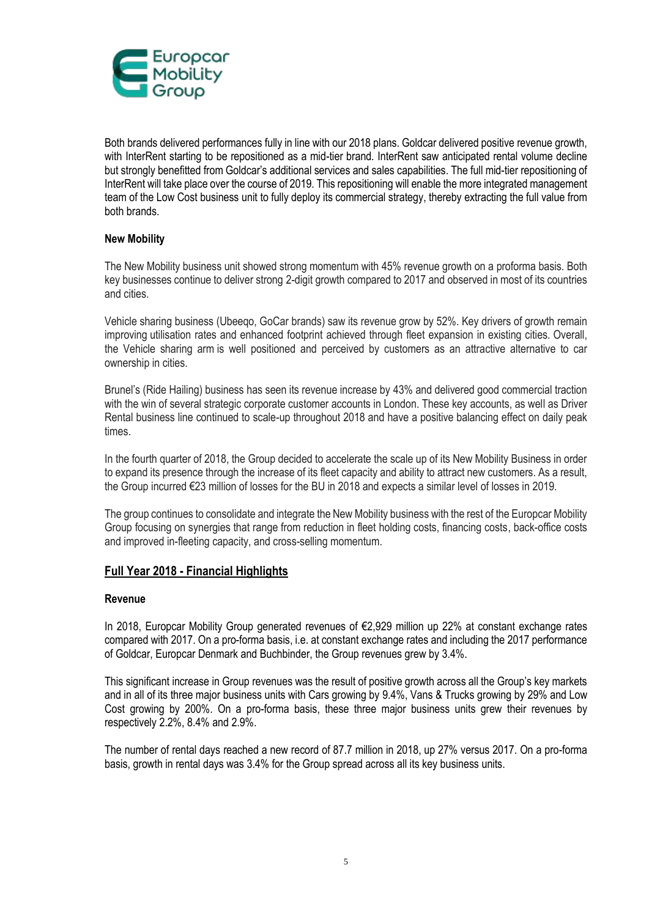Both brands delivered performances fully in line with our 2018 plans. Goldcar delivered positive revenue growth, with InterRent starting to be repositioned as a mid-tier brand. InterRent saw anticipated rental volume decline but strongly benefitted from Goldcar's additional services and sales capabilities. The full mid-tier repositioning of InterRent will take place over the course of 2019. This repositioning will enable the more integrated management team of the Low Cost business unit to fully deploy its commercial strategy, thereby extracting the full value from both brands.

**New Mobility**

The New Mobility business unit showed strong momentum with 45% revenue growth on a proforma basis. Both key businesses continue to deliver strong 2-digit growth compared to 2017 and observed in most of its countries and cities.

Vehicle sharing business (Ubeeqo, GoCar brands) saw its revenue grow by 52%. Key drivers of growth remain improving utilisation rates and enhanced footprint achieved through fleet expansion in existing cities. Overall, the Vehicle sharing arm is well positioned and perceived by customers as an attractive alternative to car ownership in cities.

Brunel's (Ride Hailing) business has seen its revenue increase by 43% and delivered good commercial traction with the win of several strategic corporate customer accounts in London. These key accounts, as well as Driver Rental business line continued to scale-up throughout 2018 and have a positive balancing effect on daily peak times.

In the fourth quarter of 2018, the Group decided to accelerate the scale up of its New Mobility Business in order to expand its presence through the increase of its fleet capacity and ability to attract new customers. As a result, the Group incurred €23 million of losses for the BU in 2018 and expects a similar level of losses in 2019.

The group continues to consolidate and integrate the New Mobility business with the rest of the Europcar Mobility Group focusing on synergies that range from reduction in fleet holding costs, financing costs, back-office costs and improved in-fleeting capacity, and cross-selling momentum.

## Full Year 2018 - Financial Highlights

**Revenue**

In 2018, Europcar Mobility Group generated revenues of €2,929 million up 22% at constant exchange rates compared with 2017. On a pro-forma basis, i.e. at constant exchange rates and including the 2017 performance of Goldcar, Europcar Denmark and Buchbinder, the Group revenues grew by 3.4%.

This significant increase in Group revenues was the result of positive growth across all the Group's key markets and in all of its three major business units with Cars growing by 9.4%, Vans & Trucks growing by 29% and Low Cost growing by 200%. On a pro-forma basis, these three major business units grew their revenues by respectively 2.2%, 8.4% and 2.9%.

The number of rental days reached a new record of 87.7 million in 2018, up 27% versus 2017. On a pro-forma basis, growth in rental days was 3.4% for the Group spread across all its key business units.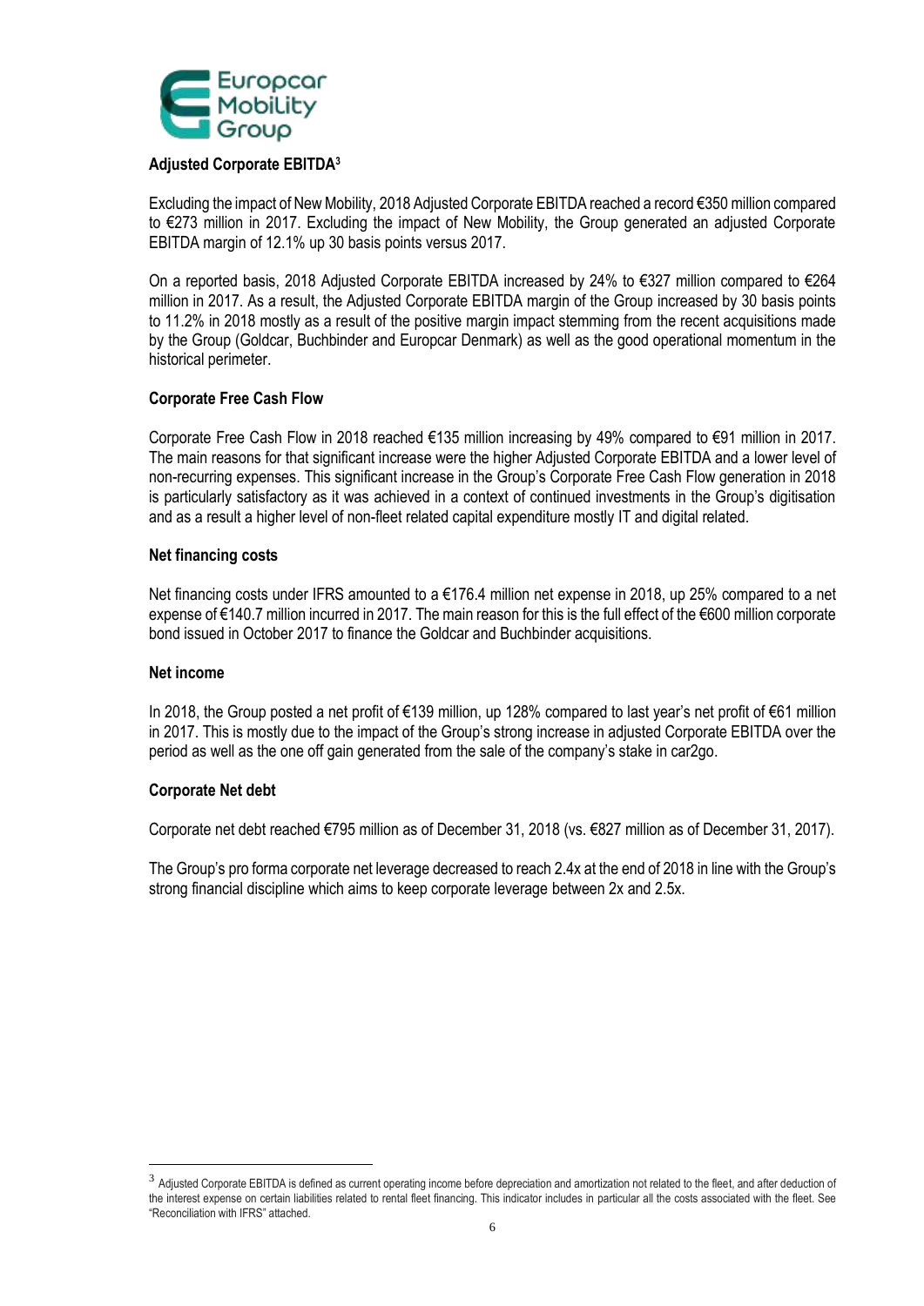**Adjusted Corporate EBITDA[3]**

Excluding the impact of New Mobility, 2018 Adjusted Corporate EBITDA reached a record €350 million compared to €273 million in 2017. Excluding the impact of New Mobility, the Group generated an adjusted Corporate EBITDA margin of 12.1% up 30 basis points versus 2017.

On a reported basis, 2018 Adjusted Corporate EBITDA increased by 24% to €327 million compared to €264 million in 2017. As a result, the Adjusted Corporate EBITDA margin of the Group increased by 30 basis points to 11.2% in 2018 mostly as a result of the positive margin impact stemming from the recent acquisitions made by the Group (Goldcar, Buchbinder and Europcar Denmark) as well as the good operational momentum in the historical perimeter.

**Corporate Free Cash Flow**

Corporate Free Cash Flow in 2018 reached €135 million increasing by 49% compared to €91 million in 2017. The main reasons for that significant increase were the higher Adjusted Corporate EBITDA and a lower level of non-recurring expenses. This significant increase in the Group's Corporate Free Cash Flow generation in 2018 is particularly satisfactory as it was achieved in a context of continued investments in the Group's digitisation and as a result a higher level of non-fleet related capital expenditure mostly IT and digital related.

**Net financing costs**

Net financing costs under IFRS amounted to a €176.4 million net expense in 2018, up 25% compared to a net expense of €140.7 million incurred in 2017. The main reason for this is the full effect of the €600 million corporate bond issued in October 2017 to finance the Goldcar and Buchbinder acquisitions.

**Net income**

In 2018, the Group posted a net profit of €139 million, up 128% compared to last year's net profit of €61 million in 2017. This is mostly due to the impact of the Group's strong increase in adjusted Corporate EBITDA over the period as well as the one off gain generated from the sale of the company's stake in car2go.

**Corporate Net debt**

Corporate net debt reached €795 million as of December 31, 2018 (vs. €827 million as of December 31, 2017).

The Group's pro forma corporate net leverage decreased to reach 2.4x at the end of 2018 in line with the Group's strong financial discipline which aims to keep corporate leverage between 2x and 2.5x.

---

[3] Adjusted Corporate EBITDA is defined as current operating income before depreciation and amortization not related to the fleet, and after deduction of the interest expense on certain liabilities related to rental fleet financing. This indicator includes in particular all the costs associated with the fleet. See "Reconciliation with IFRS" attached.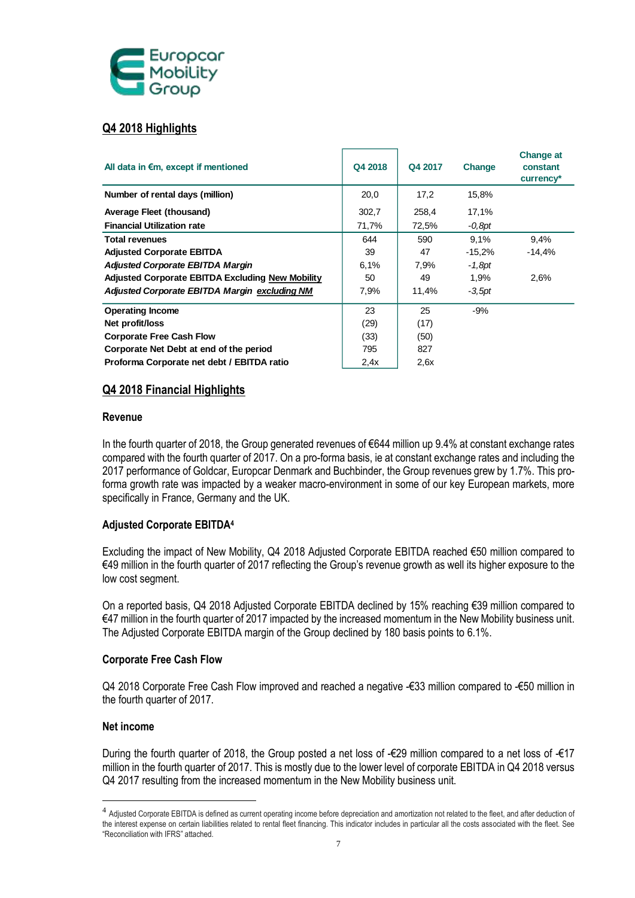## Q4 2018 Highlights

| All data in €m, except if mentioned | Q4 2018 | Q4 2017 | Change | Change at constant currency* |
|---|---|---|---|---|
| **Number of rental days (million)** | 20,0 | 17,2 | 15,8% | |
| **Average Fleet (thousand)** | 302,7 | 258,4 | 17,1% | |
| **Financial Utilization rate** | 71,7% | 72,5% | *-0,8pt* | |
| **Total revenues** | 644 | 590 | 9,1% | 9,4% |
| **Adjusted Corporate EBITDA** | 39 | 47 | -15,2% | -14,4% |
| ***Adjusted Corporate EBITDA Margin*** | 6,1% | 7,9% | *-1,8pt* | |
| **Adjusted Corporate EBITDA Excluding New Mobility** | 50 | 49 | 1,9% | 2,6% |
| ***Adjusted Corporate EBITDA Margin excluding NM*** | 7,9% | 11,4% | *-3,5pt* | |
| **Operating Income** | 23 | 25 | -9% | |
| **Net profit/loss** | (29) | (17) | | |
| **Corporate Free Cash Flow** | (33) | (50) | | |
| **Corporate Net Debt at end of the period** | 795 | 827 | | |
| **Proforma Corporate net debt / EBITDA ratio** | 2,4x | 2,6x | | |

## Q4 2018 Financial Highlights

### Revenue

In the fourth quarter of 2018, the Group generated revenues of €644 million up 9.4% at constant exchange rates compared with the fourth quarter of 2017. On a pro-forma basis, ie at constant exchange rates and including the 2017 performance of Goldcar, Europcar Denmark and Buchbinder, the Group revenues grew by 1.7%. This pro-forma growth rate was impacted by a weaker macro-environment in some of our key European markets, more specifically in France, Germany and the UK.

### Adjusted Corporate EBITDA[4]

Excluding the impact of New Mobility, Q4 2018 Adjusted Corporate EBITDA reached €50 million compared to €49 million in the fourth quarter of 2017 reflecting the Group's revenue growth as well its higher exposure to the low cost segment.

On a reported basis, Q4 2018 Adjusted Corporate EBITDA declined by 15% reaching €39 million compared to €47 million in the fourth quarter of 2017 impacted by the increased momentum in the New Mobility business unit. The Adjusted Corporate EBITDA margin of the Group declined by 180 basis points to 6.1%.

### Corporate Free Cash Flow

Q4 2018 Corporate Free Cash Flow improved and reached a negative -€33 million compared to -€50 million in the fourth quarter of 2017.

### Net income

During the fourth quarter of 2018, the Group posted a net loss of -€29 million compared to a net loss of -€17 million in the fourth quarter of 2017. This is mostly due to the lower level of corporate EBITDA in Q4 2018 versus Q4 2017 resulting from the increased momentum in the New Mobility business unit.

---

[4] Adjusted Corporate EBITDA is defined as current operating income before depreciation and amortization not related to the fleet, and after deduction of the interest expense on certain liabilities related to rental fleet financing. This indicator includes in particular all the costs associated with the fleet. See "Reconciliation with IFRS" attached.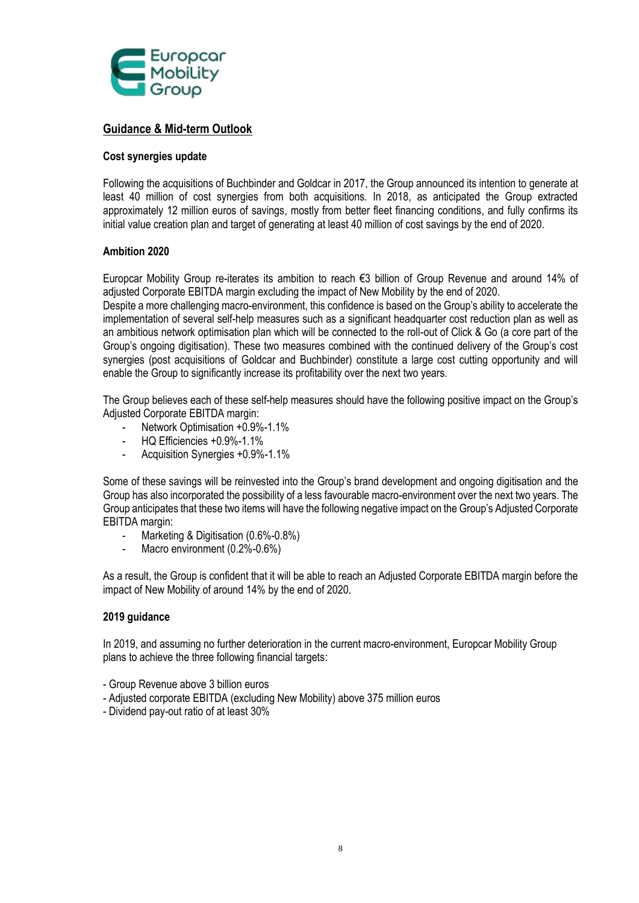## Guidance & Mid-term Outlook

**Cost synergies update**

Following the acquisitions of Buchbinder and Goldcar in 2017, the Group announced its intention to generate at least 40 million of cost synergies from both acquisitions. In 2018, as anticipated the Group extracted approximately 12 million euros of savings, mostly from better fleet financing conditions, and fully confirms its initial value creation plan and target of generating at least 40 million of cost savings by the end of 2020.

**Ambition 2020**

Europcar Mobility Group re-iterates its ambition to reach €3 billion of Group Revenue and around 14% of adjusted Corporate EBITDA margin excluding the impact of New Mobility by the end of 2020.
Despite a more challenging macro-environment, this confidence is based on the Group's ability to accelerate the implementation of several self-help measures such as a significant headquarter cost reduction plan as well as an ambitious network optimisation plan which will be connected to the roll-out of Click & Go (a core part of the Group's ongoing digitisation). These two measures combined with the continued delivery of the Group's cost synergies (post acquisitions of Goldcar and Buchbinder) constitute a large cost cutting opportunity and will enable the Group to significantly increase its profitability over the next two years.

The Group believes each of these self-help measures should have the following positive impact on the Group's Adjusted Corporate EBITDA margin:

- Network Optimisation +0.9%-1.1%
- HQ Efficiencies +0.9%-1.1%
- Acquisition Synergies +0.9%-1.1%

Some of these savings will be reinvested into the Group's brand development and ongoing digitisation and the Group has also incorporated the possibility of a less favourable macro-environment over the next two years. The Group anticipates that these two items will have the following negative impact on the Group's Adjusted Corporate EBITDA margin:

- Marketing & Digitisation (0.6%-0.8%)
- Macro environment (0.2%-0.6%)

As a result, the Group is confident that it will be able to reach an Adjusted Corporate EBITDA margin before the impact of New Mobility of around 14% by the end of 2020.

**2019 guidance**

In 2019, and assuming no further deterioration in the current macro-environment, Europcar Mobility Group plans to achieve the three following financial targets:

- Group Revenue above 3 billion euros
- Adjusted corporate EBITDA (excluding New Mobility) above 375 million euros
- Dividend pay-out ratio of at least 30%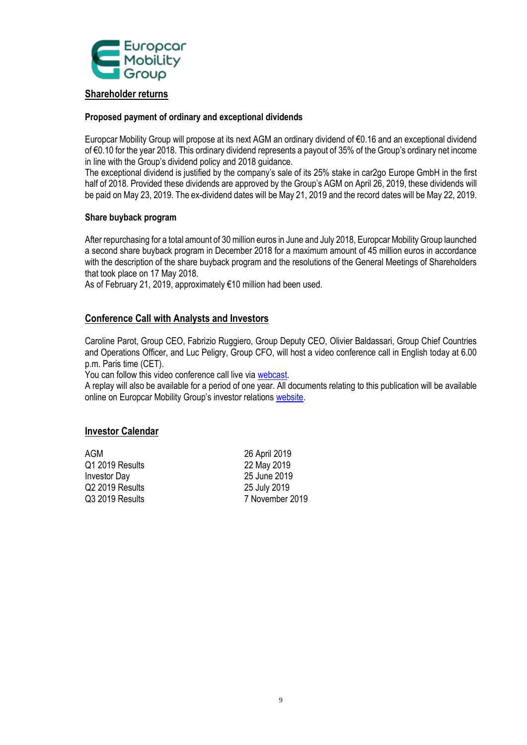## Shareholder returns

### Proposed payment of ordinary and exceptional dividends

Europcar Mobility Group will propose at its next AGM an ordinary dividend of €0.16 and an exceptional dividend of €0.10 for the year 2018. This ordinary dividend represents a payout of 35% of the Group's ordinary net income in line with the Group's dividend policy and 2018 guidance.
The exceptional dividend is justified by the company's sale of its 25% stake in car2go Europe GmbH in the first half of 2018. Provided these dividends are approved by the Group's AGM on April 26, 2019, these dividends will be paid on May 23, 2019. The ex-dividend dates will be May 21, 2019 and the record dates will be May 22, 2019.

### Share buyback program

After repurchasing for a total amount of 30 million euros in June and July 2018, Europcar Mobility Group launched a second share buyback program in December 2018 for a maximum amount of 45 million euros in accordance with the description of the share buyback program and the resolutions of the General Meetings of Shareholders that took place on 17 May 2018.
As of February 21, 2019, approximately €10 million had been used.

## Conference Call with Analysts and Investors

Caroline Parot, Group CEO, Fabrizio Ruggiero, Group Deputy CEO, Olivier Baldassari, Group Chief Countries and Operations Officer, and Luc Peligry, Group CFO, will host a video conference call in English today at 6.00 p.m. Paris time (CET).
You can follow this video conference call live via webcast.
A replay will also be available for a period of one year. All documents relating to this publication will be available online on Europcar Mobility Group's investor relations website.

## Investor Calendar

| | |
|---|---|
| AGM | 26 April 2019 |
| Q1 2019 Results | 22 May 2019 |
| Investor Day | 25 June 2019 |
| Q2 2019 Results | 25 July 2019 |
| Q3 2019 Results | 7 November 2019 |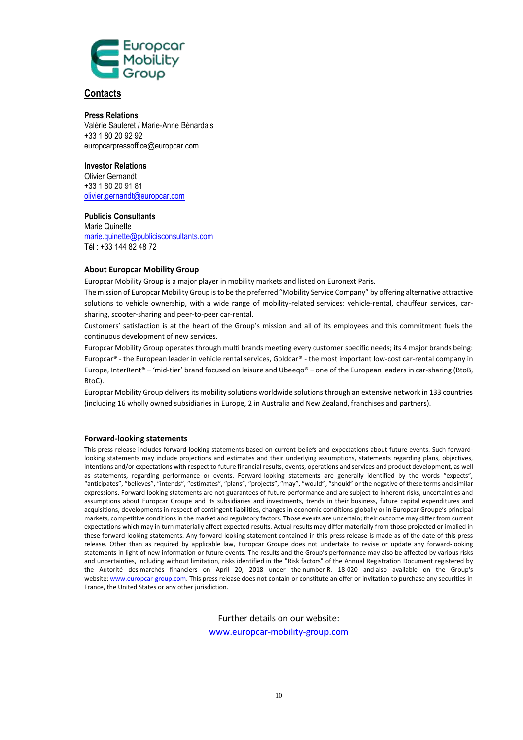## Contacts

**Press Relations**
Valérie Sauteret / Marie-Anne Bénardais
+33 1 80 20 92 92
europcarpressoffice@europcar.com

**Investor Relations**
Olivier Gernandt
+33 1 80 20 91 81
olivier.gernandt@europcar.com

**Publicis Consultants**
Marie Quinette
marie.quinette@publicisconsultants.com
Tél : +33 144 82 48 72

**About Europcar Mobility Group**

Europcar Mobility Group is a major player in mobility markets and listed on Euronext Paris.

The mission of Europcar Mobility Group is to be the preferred "Mobility Service Company" by offering alternative attractive solutions to vehicle ownership, with a wide range of mobility-related services: vehicle-rental, chauffeur services, car-sharing, scooter-sharing and peer-to-peer car-rental.

Customers' satisfaction is at the heart of the Group's mission and all of its employees and this commitment fuels the continuous development of new services.

Europcar Mobility Group operates through multi brands meeting every customer specific needs; its 4 major brands being: Europcar® - the European leader in vehicle rental services, Goldcar® - the most important low-cost car-rental company in Europe, InterRent® – 'mid-tier' brand focused on leisure and Ubeeqo® – one of the European leaders in car-sharing (BtoB, BtoC).

Europcar Mobility Group delivers its mobility solutions worldwide solutions through an extensive network in 133 countries (including 16 wholly owned subsidiaries in Europe, 2 in Australia and New Zealand, franchises and partners).

**Forward-looking statements**

This press release includes forward-looking statements based on current beliefs and expectations about future events. Such forward-looking statements may include projections and estimates and their underlying assumptions, statements regarding plans, objectives, intentions and/or expectations with respect to future financial results, events, operations and services and product development, as well as statements, regarding performance or events. Forward-looking statements are generally identified by the words "expects", "anticipates", "believes", "intends", "estimates", "plans", "projects", "may", "would", "should" or the negative of these terms and similar expressions. Forward looking statements are not guarantees of future performance and are subject to inherent risks, uncertainties and assumptions about Europcar Groupe and its subsidiaries and investments, trends in their business, future capital expenditures and acquisitions, developments in respect of contingent liabilities, changes in economic conditions globally or in Europcar Groupe's principal markets, competitive conditions in the market and regulatory factors. Those events are uncertain; their outcome may differ from current expectations which may in turn materially affect expected results. Actual results may differ materially from those projected or implied in these forward-looking statements. Any forward-looking statement contained in this press release is made as of the date of this press release. Other than as required by applicable law, Europcar Groupe does not undertake to revise or update any forward-looking statements in light of new information or future events. The results and the Group's performance may also be affected by various risks and uncertainties, including without limitation, risks identified in the "Risk factors" of the Annual Registration Document registered by the Autorité des marchés financiers on April 20, 2018 under the number R. 18-020 and also available on the Group's website: www.europcar-group.com. This press release does not contain or constitute an offer or invitation to purchase any securities in France, the United States or any other jurisdiction.

Further details on our website:
www.europcar-mobility-group.com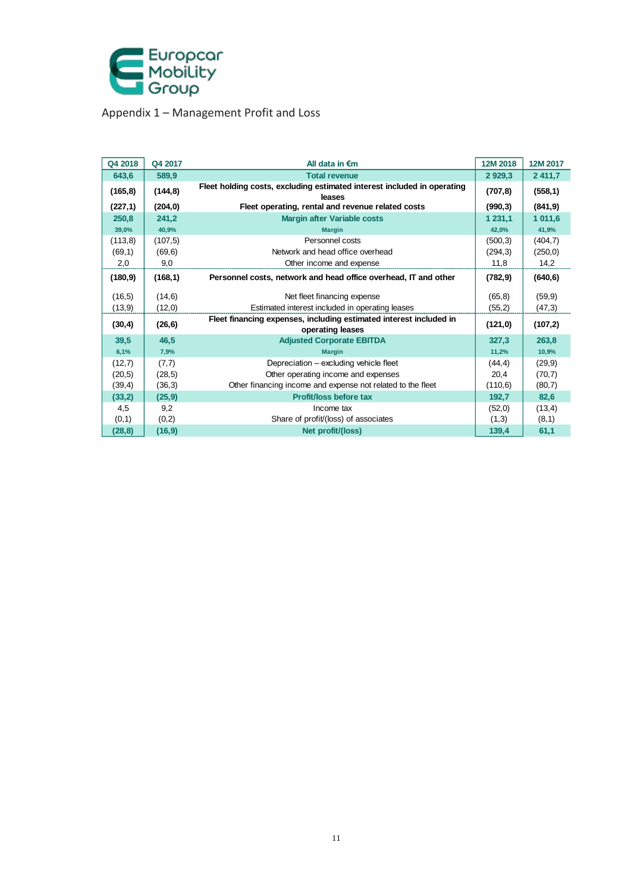Europcar Mobility Group

## Appendix 1 – Management Profit and Loss

| Q4 2018 | Q4 2017 | All data in €m | 12M 2018 | 12M 2017 |
|---|---|---|---|---|
| **643,6** | **589,9** | **Total revenue** | **2 929,3** | **2 411,7** |
| **(165,8)** | **(144,8)** | **Fleet holding costs, excluding estimated interest included in operating leases** | **(707,8)** | **(558,1)** |
| **(227,1)** | **(204,0)** | **Fleet operating, rental and revenue related costs** | **(990,3)** | **(841,9)** |
| **250,8** | **241,2** | **Margin after Variable costs** | **1 231,1** | **1 011,6** |
| 39,0% | 40,9% | Margin | 42,0% | 41,9% |
| (113,8) | (107,5) | Personnel costs | (500,3) | (404,7) |
| (69,1) | (69,6) | Network and head office overhead | (294,3) | (250,0) |
| 2,0 | 9,0 | Other income and expense | 11,8 | 14,2 |
| **(180,9)** | **(168,1)** | **Personnel costs, network and head office overhead, IT and other** | **(782,9)** | **(640,6)** |
| (16,5) | (14,6) | Net fleet financing expense | (65,8) | (59,9) |
| (13,9) | (12,0) | Estimated interest included in operating leases | (55,2) | (47,3) |
| **(30,4)** | **(26,6)** | **Fleet financing expenses, including estimated interest included in operating leases** | **(121,0)** | **(107,2)** |
| **39,5** | **46,5** | **Adjusted Corporate EBITDA** | **327,3** | **263,8** |
| 6,1% | 7,9% | Margin | 11,2% | 10,9% |
| (12,7) | (7,7) | Depreciation – excluding vehicle fleet | (44,4) | (29,9) |
| (20,5) | (28,5) | Other operating income and expenses | 20,4 | (70,7) |
| (39,4) | (36,3) | Other financing income and expense not related to the fleet | (110,6) | (80,7) |
| **(33,2)** | **(25,9)** | **Profit/loss before tax** | **192,7** | **82,6** |
| 4,5 | 9,2 | Income tax | (52,0) | (13,4) |
| (0,1) | (0,2) | Share of profit/(loss) of associates | (1,3) | (8,1) |
| **(28,8)** | **(16,9)** | **Net profit/(loss)** | **139,4** | **61,1** |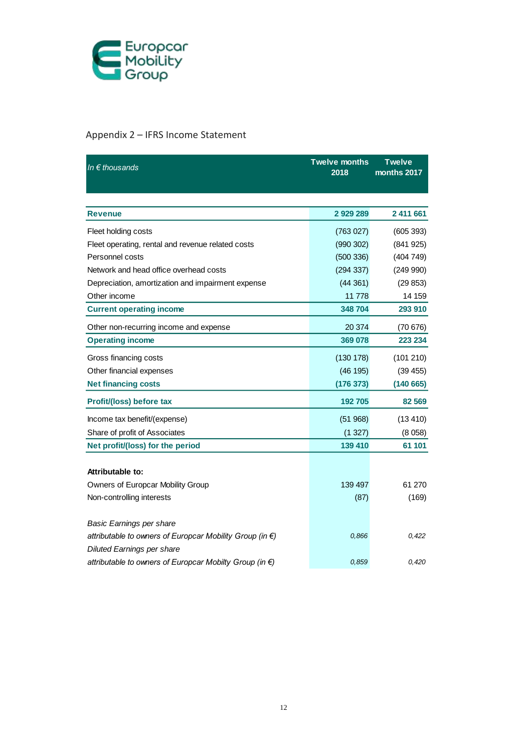Europcar Mobility Group

## Appendix 2 – IFRS Income Statement

| *In € thousands* | Twelve months 2018 | Twelve months 2017 |
|---|---|---|
| **Revenue** | **2 929 289** | **2 411 661** |
| Fleet holding costs | (763 027) | (605 393) |
| Fleet operating, rental and revenue related costs | (990 302) | (841 925) |
| Personnel costs | (500 336) | (404 749) |
| Network and head office overhead costs | (294 337) | (249 990) |
| Depreciation, amortization and impairment expense | (44 361) | (29 853) |
| Other income | 11 778 | 14 159 |
| **Current operating income** | **348 704** | **293 910** |
| Other non-recurring income and expense | 20 374 | (70 676) |
| **Operating income** | **369 078** | **223 234** |
| Gross financing costs | (130 178) | (101 210) |
| Other financial expenses | (46 195) | (39 455) |
| **Net financing costs** | **(176 373)** | **(140 665)** |
| **Profit/(loss) before tax** | **192 705** | **82 569** |
| Income tax benefit/(expense) | (51 968) | (13 410) |
| Share of profit of Associates | (1 327) | (8 058) |
| **Net profit/(loss) for the period** | **139 410** | **61 101** |
| | | |
| **Attributable to:** | | |
| Owners of Europcar Mobility Group | 139 497 | 61 270 |
| Non-controlling interests | (87) | (169) |
| | | |
| *Basic Earnings per share* | | |
| *attributable to owners of Europcar Mobility Group (in €)* | *0,866* | *0,422* |
| *Diluted Earnings per share* | | |
| *attributable to owners of Europcar Mobilty Group (in €)* | *0,859* | *0,420* |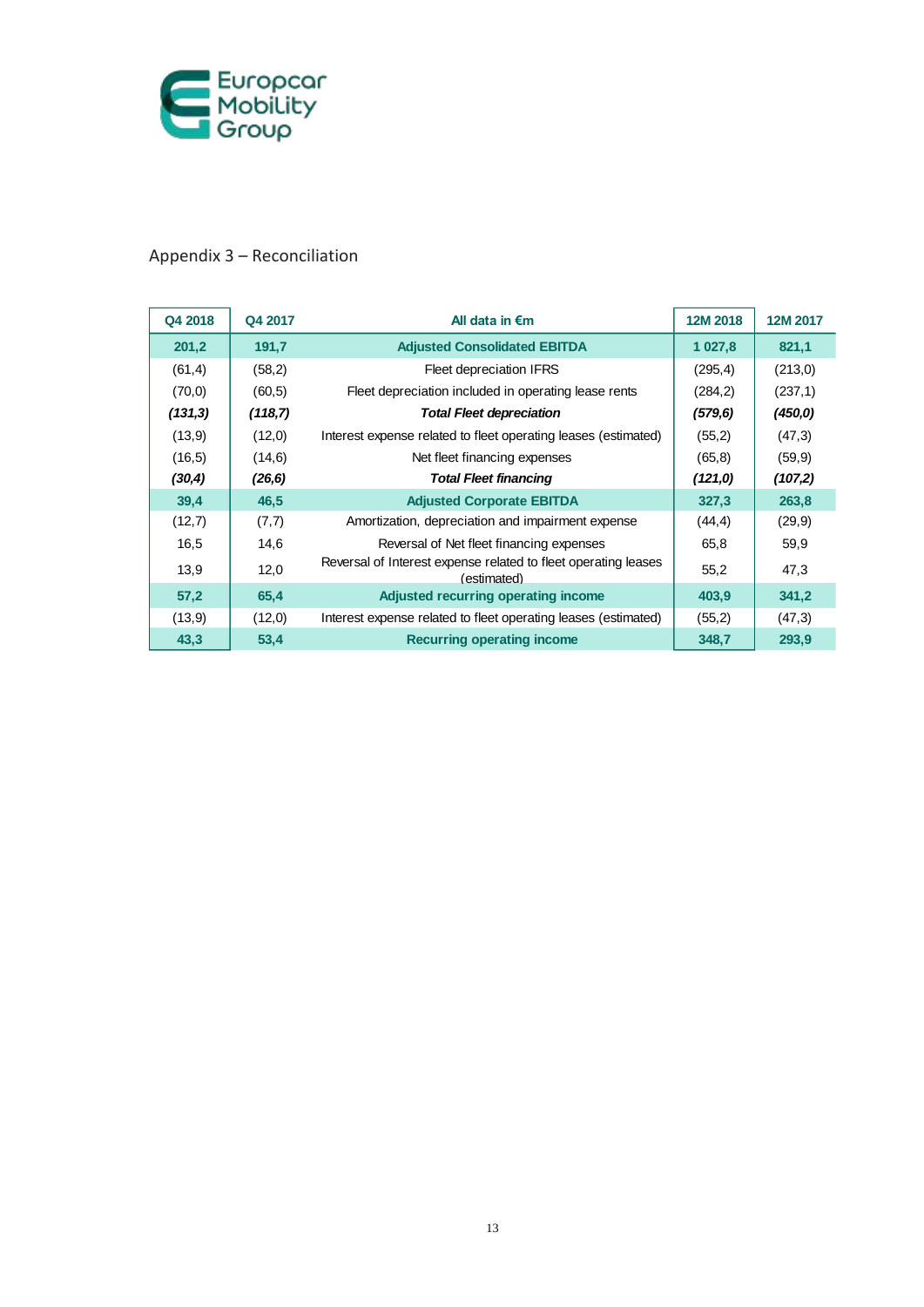## Appendix 3 – Reconciliation

| Q4 2018 | Q4 2017 | All data in €m | 12M 2018 | 12M 2017 |
|---|---|---|---|---|
| **201,2** | **191,7** | **Adjusted Consolidated EBITDA** | **1 027,8** | **821,1** |
| (61,4) | (58,2) | Fleet depreciation IFRS | (295,4) | (213,0) |
| (70,0) | (60,5) | Fleet depreciation included in operating lease rents | (284,2) | (237,1) |
| ***(131,3)*** | ***(118,7)*** | ***Total Fleet depreciation*** | ***(579,6)*** | ***(450,0)*** |
| (13,9) | (12,0) | Interest expense related to fleet operating leases (estimated) | (55,2) | (47,3) |
| (16,5) | (14,6) | Net fleet financing expenses | (65,8) | (59,9) |
| ***(30,4)*** | ***(26,6)*** | ***Total Fleet financing*** | ***(121,0)*** | ***(107,2)*** |
| **39,4** | **46,5** | **Adjusted Corporate EBITDA** | **327,3** | **263,8** |
| (12,7) | (7,7) | Amortization, depreciation and impairment expense | (44,4) | (29,9) |
| 16,5 | 14,6 | Reversal of Net fleet financing expenses | 65,8 | 59,9 |
| 13,9 | 12,0 | Reversal of Interest expense related to fleet operating leases (estimated) | 55,2 | 47,3 |
| **57,2** | **65,4** | **Adjusted recurring operating income** | **403,9** | **341,2** |
| (13,9) | (12,0) | Interest expense related to fleet operating leases (estimated) | (55,2) | (47,3) |
| **43,3** | **53,4** | **Recurring operating income** | **348,7** | **293,9** |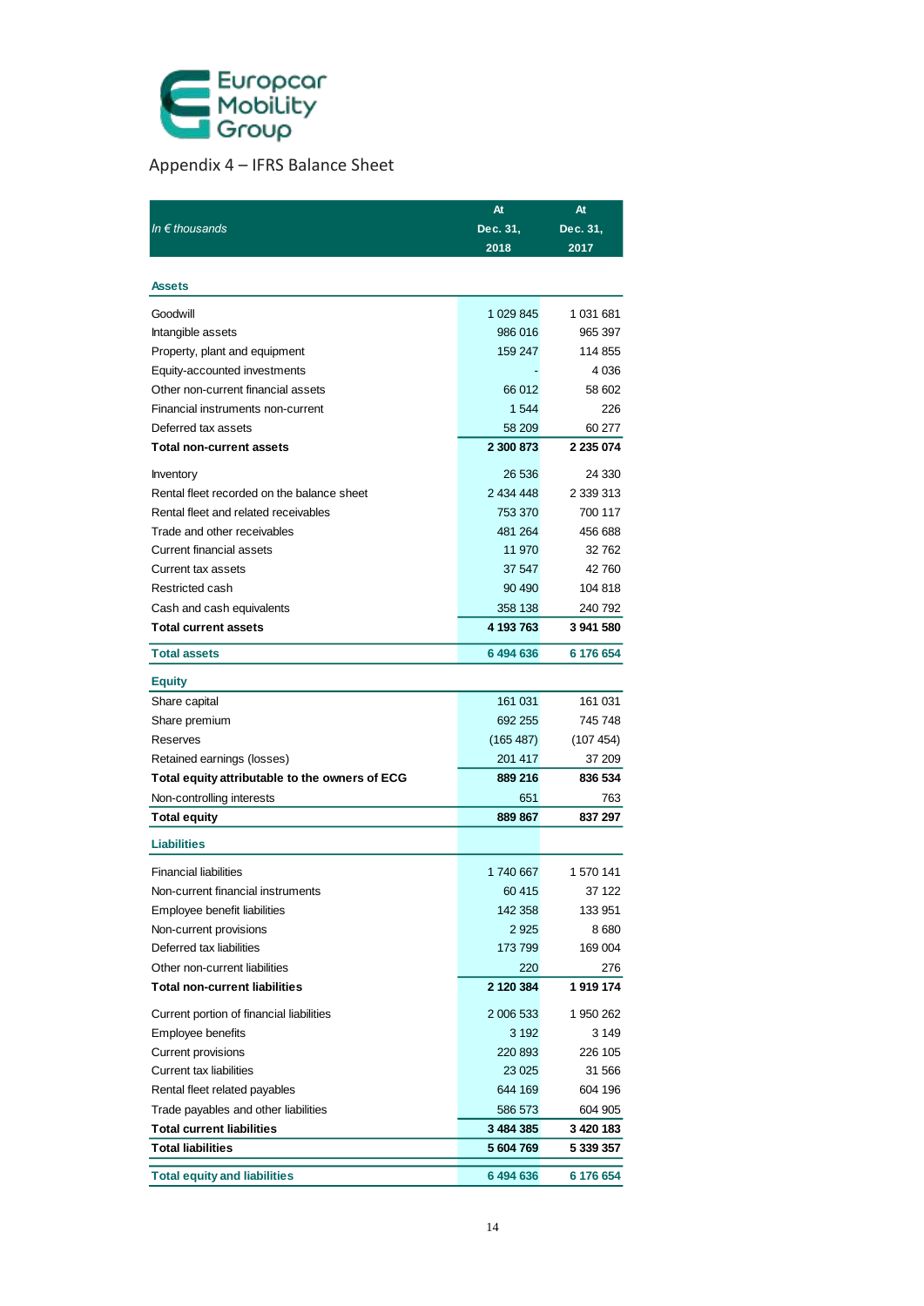Europcar Mobility Group

## Appendix 4 – IFRS Balance Sheet

| *In € thousands* | At Dec. 31, 2018 | At Dec. 31, 2017 |
|---|---|---|
| **Assets** | | |
| Goodwill | 1 029 845 | 1 031 681 |
| Intangible assets | 986 016 | 965 397 |
| Property, plant and equipment | 159 247 | 114 855 |
| Equity-accounted investments | - | 4 036 |
| Other non-current financial assets | 66 012 | 58 602 |
| Financial instruments non-current | 1 544 | 226 |
| Deferred tax assets | 58 209 | 60 277 |
| **Total non-current assets** | **2 300 873** | **2 235 074** |
| Inventory | 26 536 | 24 330 |
| Rental fleet recorded on the balance sheet | 2 434 448 | 2 339 313 |
| Rental fleet and related receivables | 753 370 | 700 117 |
| Trade and other receivables | 481 264 | 456 688 |
| Current financial assets | 11 970 | 32 762 |
| Current tax assets | 37 547 | 42 760 |
| Restricted cash | 90 490 | 104 818 |
| Cash and cash equivalents | 358 138 | 240 792 |
| **Total current assets** | **4 193 763** | **3 941 580** |
| **Total assets** | **6 494 636** | **6 176 654** |
| **Equity** | | |
| Share capital | 161 031 | 161 031 |
| Share premium | 692 255 | 745 748 |
| Reserves | (165 487) | (107 454) |
| Retained earnings (losses) | 201 417 | 37 209 |
| **Total equity attributable to the owners of ECG** | **889 216** | **836 534** |
| Non-controlling interests | 651 | 763 |
| **Total equity** | **889 867** | **837 297** |
| **Liabilities** | | |
| Financial liabilities | 1 740 667 | 1 570 141 |
| Non-current financial instruments | 60 415 | 37 122 |
| Employee benefit liabilities | 142 358 | 133 951 |
| Non-current provisions | 2 925 | 8 680 |
| Deferred tax liabilities | 173 799 | 169 004 |
| Other non-current liabilities | 220 | 276 |
| **Total non-current liabilities** | **2 120 384** | **1 919 174** |
| Current portion of financial liabilities | 2 006 533 | 1 950 262 |
| Employee benefits | 3 192 | 3 149 |
| Current provisions | 220 893 | 226 105 |
| Current tax liabilities | 23 025 | 31 566 |
| Rental fleet related payables | 644 169 | 604 196 |
| Trade payables and other liabilities | 586 573 | 604 905 |
| **Total current liabilities** | **3 484 385** | **3 420 183** |
| **Total liabilities** | **5 604 769** | **5 339 357** |
| **Total equity and liabilities** | **6 494 636** | **6 176 654** |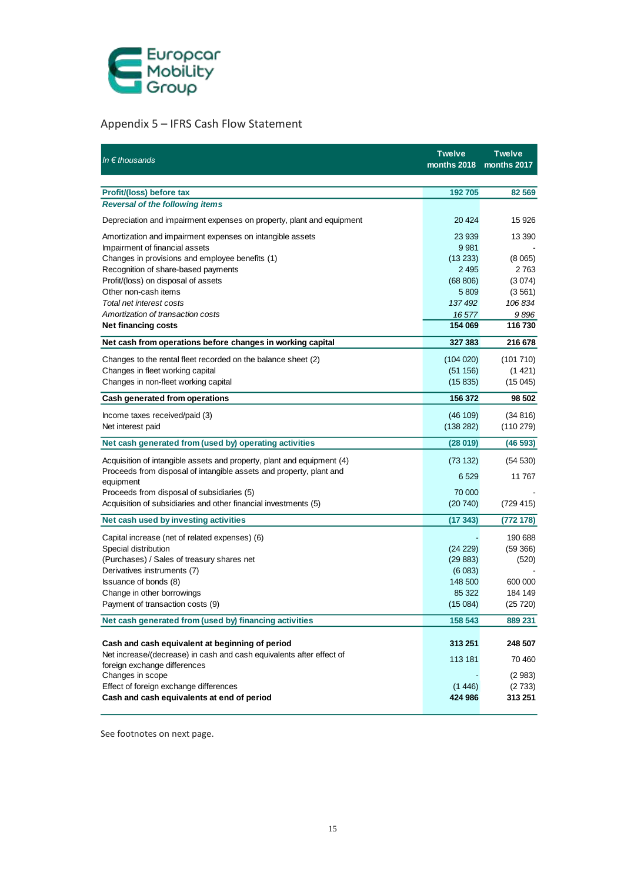Europcar Mobility Group

## Appendix 5 – IFRS Cash Flow Statement

| *In € thousands* | Twelve months 2018 | Twelve months 2017 |
|---|---|---|
| **Profit/(loss) before tax** | **192 705** | **82 569** |
| ***Reversal of the following items*** | | |
| Depreciation and impairment expenses on property, plant and equipment | 20 424 | 15 926 |
| Amortization and impairment expenses on intangible assets | 23 939 | 13 390 |
| Impairment of financial assets | 9 981 | - |
| Changes in provisions and employee benefits (1) | (13 233) | (8 065) |
| Recognition of share-based payments | 2 495 | 2 763 |
| Profit/(loss) on disposal of assets | (68 806) | (3 074) |
| Other non-cash items | 5 809 | (3 561) |
| *Total net interest costs* | *137 492* | *106 834* |
| *Amortization of transaction costs* | *16 577* | *9 896* |
| **Net financing costs** | **154 069** | **116 730** |
| **Net cash from operations before changes in working capital** | **327 383** | **216 678** |
| Changes to the rental fleet recorded on the balance sheet (2) | (104 020) | (101 710) |
| Changes in fleet working capital | (51 156) | (1 421) |
| Changes in non-fleet working capital | (15 835) | (15 045) |
| **Cash generated from operations** | **156 372** | **98 502** |
| Income taxes received/paid (3) | (46 109) | (34 816) |
| Net interest paid | (138 282) | (110 279) |
| **Net cash generated from (used by) operating activities** | **(28 019)** | **(46 593)** |
| Acquisition of intangible assets and property, plant and equipment (4) | (73 132) | (54 530) |
| Proceeds from disposal of intangible assets and property, plant and equipment | 6 529 | 11 767 |
| Proceeds from disposal of subsidiaries (5) | 70 000 | - |
| Acquisition of subsidiaries and other financial investments (5) | (20 740) | (729 415) |
| **Net cash used by investing activities** | **(17 343)** | **(772 178)** |
| Capital increase (net of related expenses) (6) | - | 190 688 |
| Special distribution | (24 229) | (59 366) |
| (Purchases) / Sales of treasury shares net | (29 883) | (520) |
| Derivatives instruments (7) | (6 083) | - |
| Issuance of bonds (8) | 148 500 | 600 000 |
| Change in other borrowings | 85 322 | 184 149 |
| Payment of transaction costs (9) | (15 084) | (25 720) |
| **Net cash generated from (used by) financing activities** | **158 543** | **889 231** |
| **Cash and cash equivalent at beginning of period** | **313 251** | **248 507** |
| Net increase/(decrease) in cash and cash equivalents after effect of foreign exchange differences | 113 181 | 70 460 |
| Changes in scope | - | (2 983) |
| Effect of foreign exchange differences | (1 446) | (2 733) |
| **Cash and cash equivalents at end of period** | **424 986** | **313 251** |

See footnotes on next page.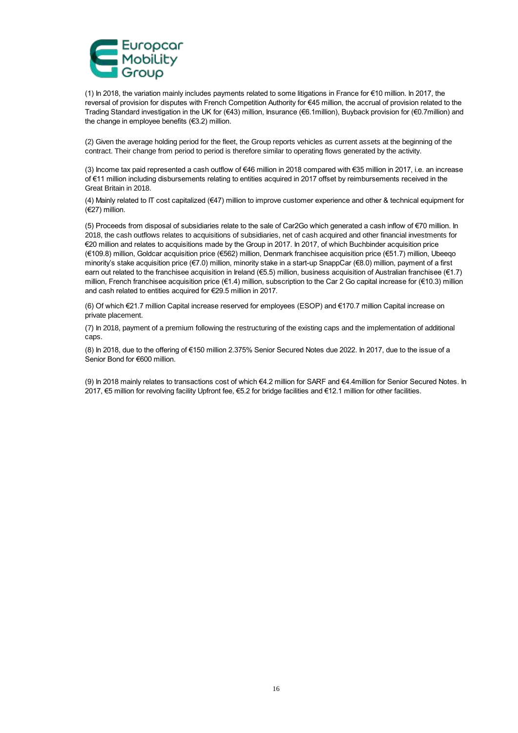(1) In 2018, the variation mainly includes payments related to some litigations in France for €10 million. In 2017, the reversal of provision for disputes with French Competition Authority for €45 million, the accrual of provision related to the Trading Standard investigation in the UK for (€43) million, Insurance (€6.1million), Buyback provision for (€0.7million) and the change in employee benefits (€3.2) million.

(2) Given the average holding period for the fleet, the Group reports vehicles as current assets at the beginning of the contract. Their change from period to period is therefore similar to operating flows generated by the activity.

(3) Income tax paid represented a cash outflow of €46 million in 2018 compared with €35 million in 2017, i.e. an increase of €11 million including disbursements relating to entities acquired in 2017 offset by reimbursements received in the Great Britain in 2018.

(4) Mainly related to IT cost capitalized (€47) million to improve customer experience and other & technical equipment for (€27) million.

(5) Proceeds from disposal of subsidiaries relate to the sale of Car2Go which generated a cash inflow of €70 million. In 2018, the cash outflows relates to acquisitions of subsidiaries, net of cash acquired and other financial investments for €20 million and relates to acquisitions made by the Group in 2017. In 2017, of which Buchbinder acquisition price (€109.8) million, Goldcar acquisition price (€562) million, Denmark franchisee acquisition price (€51.7) million, Ubeeqo minority's stake acquisition price (€7.0) million, minority stake in a start-up SnappCar (€8.0) million, payment of a first earn out related to the franchisee acquisition in Ireland (€5.5) million, business acquisition of Australian franchisee (€1.7) million, French franchisee acquisition price (€1.4) million, subscription to the Car 2 Go capital increase for (€10.3) million and cash related to entities acquired for €29.5 million in 2017.

(6) Of which €21.7 million Capital increase reserved for employees (ESOP) and €170.7 million Capital increase on private placement.

(7) In 2018, payment of a premium following the restructuring of the existing caps and the implementation of additional caps.

(8) In 2018, due to the offering of €150 million 2.375% Senior Secured Notes due 2022. In 2017, due to the issue of a Senior Bond for €600 million.

(9) In 2018 mainly relates to transactions cost of which €4.2 million for SARF and €4.4million for Senior Secured Notes. In 2017, €5 million for revolving facility Upfront fee, €5.2 for bridge facilities and €12.1 million for other facilities.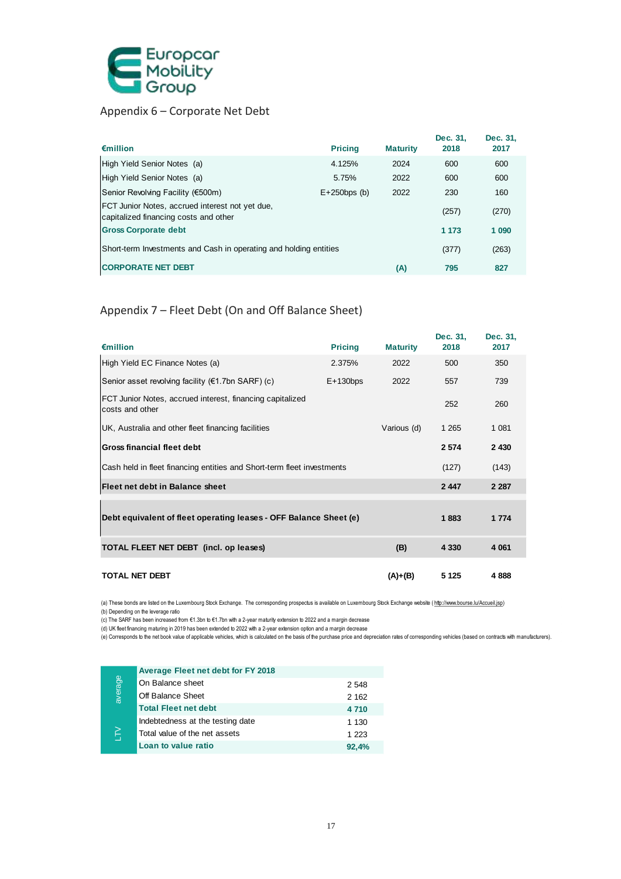Europcar Mobility Group

## Appendix 6 – Corporate Net Debt

| €million | Pricing | Maturity | Dec. 31, 2018 | Dec. 31, 2017 |
|---|---|---|---|---|
| High Yield Senior Notes (a) | 4.125% | 2024 | 600 | 600 |
| High Yield Senior Notes (a) | 5.75% | 2022 | 600 | 600 |
| Senior Revolving Facility (€500m) | E+250bps (b) | 2022 | 230 | 160 |
| FCT Junior Notes, accrued interest not yet due, capitalized financing costs and other | | | (257) | (270) |
| **Gross Corporate debt** | | | **1 173** | **1 090** |
| Short-term Investments and Cash in operating and holding entities | | | (377) | (263) |
| **CORPORATE NET DEBT** | | **(A)** | **795** | **827** |

## Appendix 7 – Fleet Debt (On and Off Balance Sheet)

| €million | Pricing | Maturity | Dec. 31, 2018 | Dec. 31, 2017 |
|---|---|---|---|---|
| High Yield EC Finance Notes (a) | 2.375% | 2022 | 500 | 350 |
| Senior asset revolving facility (€1.7bn SARF) (c) | E+130bps | 2022 | 557 | 739 |
| FCT Junior Notes, accrued interest, financing capitalized costs and other | | | 252 | 260 |
| UK, Australia and other fleet financing facilities | | Various (d) | 1 265 | 1 081 |
| **Gross financial fleet debt** | | | **2 574** | **2 430** |
| Cash held in fleet financing entities and Short-term fleet investments | | | (127) | (143) |
| **Fleet net debt in Balance sheet** | | | **2 447** | **2 287** |
| **Debt equivalent of fleet operating leases - OFF Balance Sheet (e)** | | | **1 883** | **1 774** |
| **TOTAL FLEET NET DEBT (incl. op leases)** | | **(B)** | **4 330** | **4 061** |
| **TOTAL NET DEBT** | | **(A)+(B)** | **5 125** | **4 888** |

(a) These bonds are listed on the Luxembourg Stock Exchange. The corresponding prospectus is available on Luxembourg Stock Exchange website (http://www.bourse.lu/Accueil.jsp)
(b) Depending on the leverage ratio
(c) The SARF has been increased from €1.3bn to €1.7bn with a 2-year maturity extension to 2022 and a margin decrease
(d) UK fleet financing maturing in 2019 has been extended to 2022 with a 2-year extension option and a margin decrease
(e) Corresponds to the net book value of applicable vehicles, which is calculated on the basis of the purchase price and depreciation rates of corresponding vehicles (based on contracts with manufacturers).

| | | |
|---|---|---|
| average | **Average Fleet net debt for FY 2018** | |
| | On Balance sheet | 2 548 |
| | Off Balance Sheet | 2 162 |
| | **Total Fleet net debt** | **4 710** |
| LTV | Indebtedness at the testing date | 1 130 |
| | Total value of the net assets | 1 223 |
| | **Loan to value ratio** | **92,4%** |